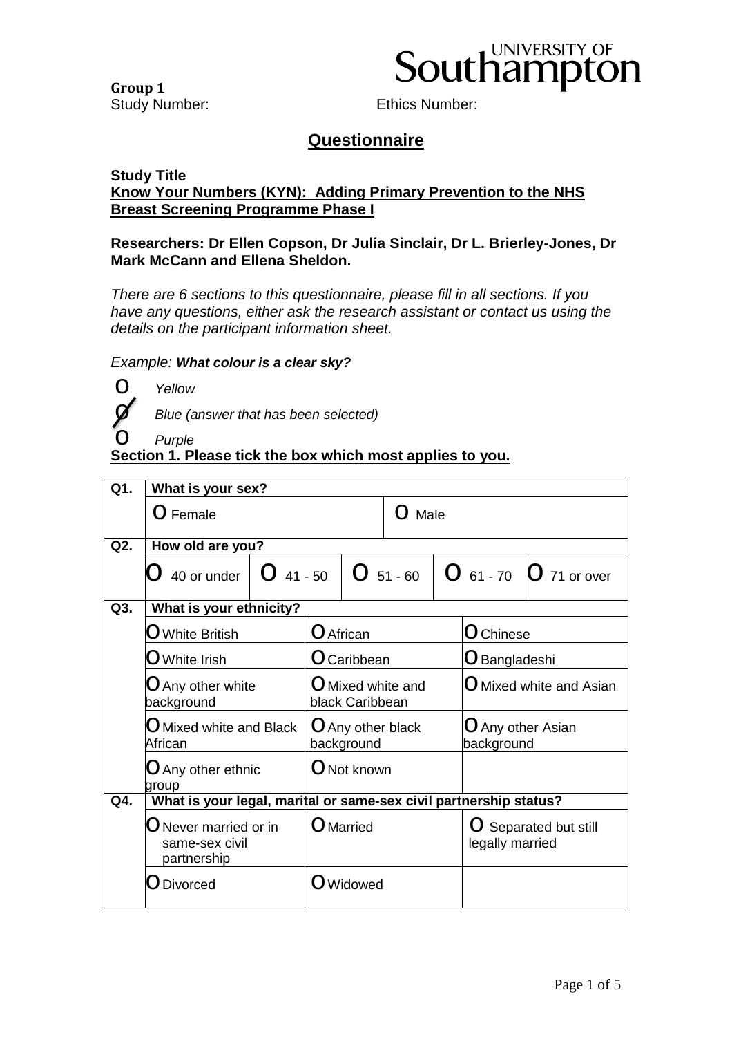University of Southampton

**Group 1**
Study Number: Ethics Number:

## Questionnaire

**Study Title**
**Know Your Numbers (KYN): Adding Primary Prevention to the NHS Breast Screening Programme Phase I**

**Researchers: Dr Ellen Copson, Dr Julia Sinclair, Dr L. Brierley-Jones, Dr Mark McCann and Ellena Sheldon.**

*There are 6 sections to this questionnaire, please fill in all sections. If you have any questions, either ask the research assistant or contact us using the details on the participant information sheet.*

*Example:* ***What colour is a clear sky?***

- o *Yellow*
- ø *Blue (answer that has been selected)*
- o *Purple*

**Section 1. Please tick the box which most applies to you.**

| Q1. | **What is your sex?** | | | | |
|---|---|---|---|---|---|
| | o Female | | o Male | | |
| **Q2.** | **How old are you?** | | | | |
| | o 40 or under | o 41 - 50 | o 51 - 60 | o 61 - 70 | o 71 or over |
| **Q3.** | **What is your ethnicity?** | | | | |
| | o White British | o African | o Chinese | | |
| | o White Irish | o Caribbean | o Bangladeshi | | |
| | o Any other white background | o Mixed white and black Caribbean | o Mixed white and Asian | | |
| | o Mixed white and Black African | o Any other black background | o Any other Asian background | | |
| | o Any other ethnic group | o Not known | | | |
| **Q4.** | **What is your legal, marital or same-sex civil partnership status?** | | | | |
| | o Never married or in same-sex civil partnership | o Married | o Separated but still legally married | | |
| | o Divorced | o Widowed | | | |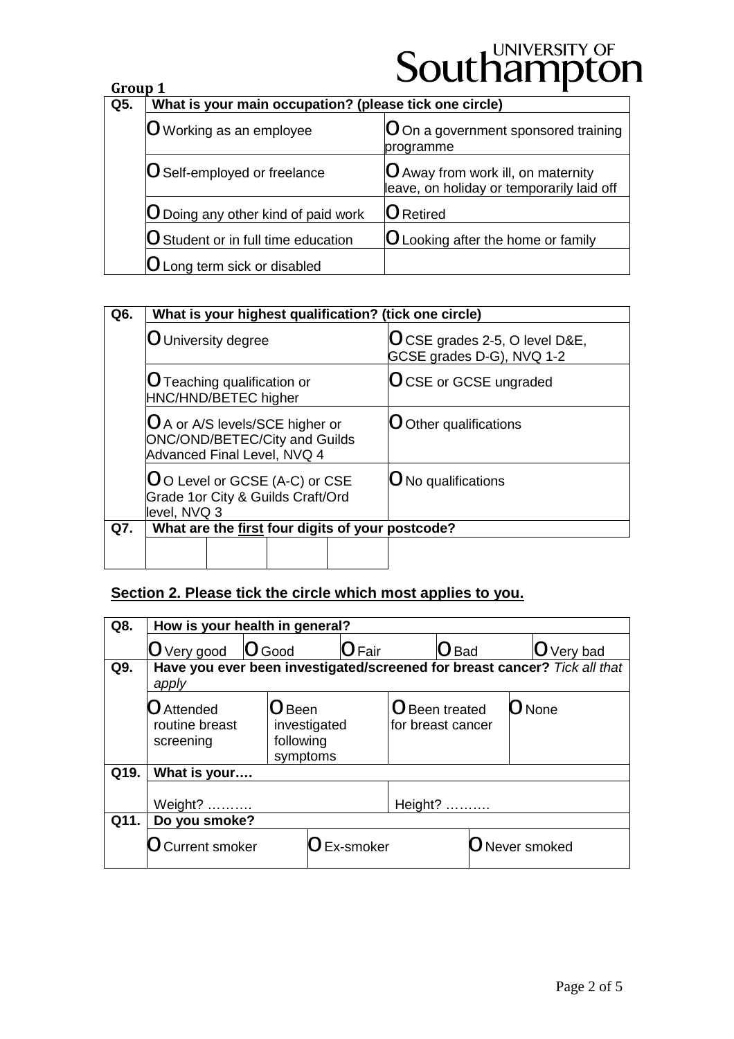**Group 1**

| Q5. | What is your main occupation? (please tick one circle) | |
|---|---|---|
| | O Working as an employee | O On a government sponsored training programme |
| | O Self-employed or freelance | O Away from work ill, on maternity leave, on holiday or temporarily laid off |
| | O Doing any other kind of paid work | O Retired |
| | O Student or in full time education | O Looking after the home or family |
| | O Long term sick or disabled | |

| Q6. | What is your highest qualification? (tick one circle) | |
|---|---|---|
| | O University degree | O CSE grades 2-5, O level D&E, GCSE grades D-G), NVQ 1-2 |
| | O Teaching qualification or HNC/HND/BETEC higher | O CSE or GCSE ungraded |
| | O A or A/S levels/SCE higher or ONC/OND/BETEC/City and Guilds Advanced Final Level, NVQ 4 | O Other qualifications |
| | O O Level or GCSE (A-C) or CSE Grade 1or City & Guilds Craft/Ord level, NVQ 3 | O No qualifications |

| Q7. | What are the first four digits of your postcode? | | | |
|---|---|---|---|---|
| | | | | |

## Section 2. Please tick the circle which most applies to you.

| Q8. | How is your health in general? | | | | |
|---|---|---|---|---|---|
| | O Very good | O Good | O Fair | O Bad | O Very bad |

| Q9. | Have you ever been investigated/screened for breast cancer? *Tick all that apply* | | | |
|---|---|---|---|---|
| | O Attended routine breast screening | O Been investigated following symptoms | O Been treated for breast cancer | O None |

| Q19. | What is your…. | |
|---|---|---|
| | Weight? ………. | Height? ………. |

| Q11. | Do you smoke? | | |
|---|---|---|---|
| | O Current smoker | O Ex-smoker | O Never smoked |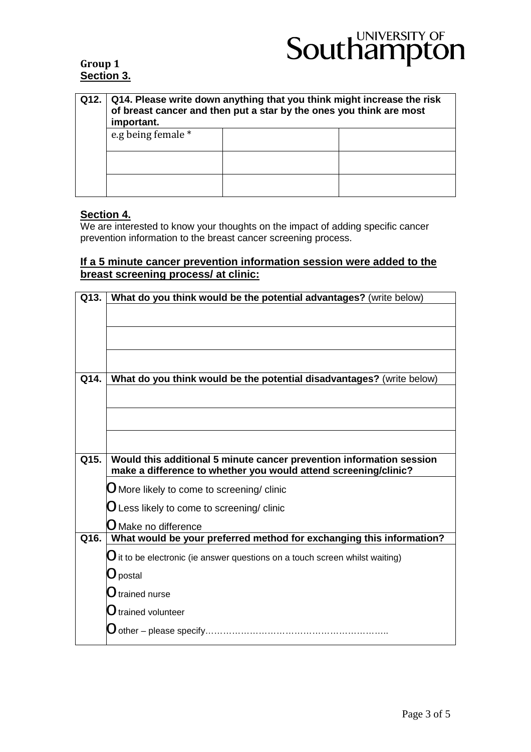**Group 1**
**Section 3.**

| Q12. | Q14. Please write down anything that you think might increase the risk of breast cancer and then put a star by the ones you think are most important. | | |
|---|---|---|---|
| | e.g being female * | | |
| | | | |
| | | | |

**Section 4.**

We are interested to know your thoughts on the impact of adding specific cancer prevention information to the breast cancer screening process.

**If a 5 minute cancer prevention information session were added to the breast screening process/ at clinic:**

| Q13. | **What do you think would be the potential advantages?** (write below) |
|---|---|
| | |
| | |
| | |
| **Q14.** | **What do you think would be the potential disadvantages?** (write below) |
| | |
| | |
| | |
| **Q15.** | **Would this additional 5 minute cancer prevention information session make a difference to whether you would attend screening/clinic?** |
| | O More likely to come to screening/ clinic<br>O Less likely to come to screening/ clinic<br>O Make no difference |
| **Q16.** | **What would be your preferred method for exchanging this information?** |
| | O it to be electronic (ie answer questions on a touch screen whilst waiting)<br>O postal<br>O trained nurse<br>O trained volunteer<br>O other – please specify……………………………………………………. |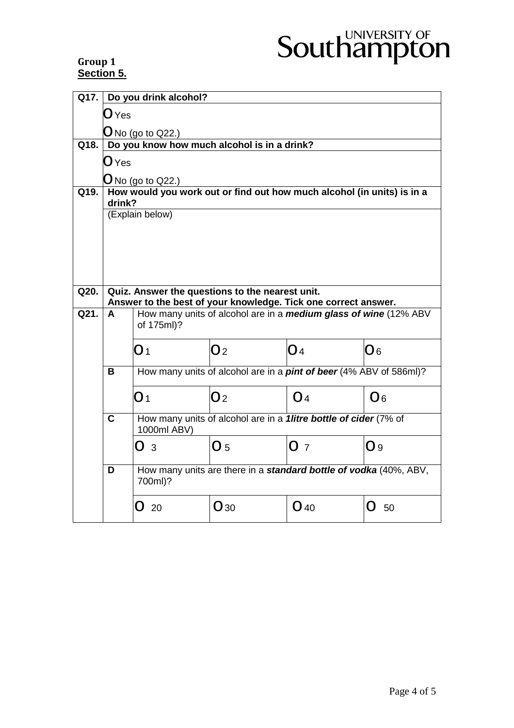**Group 1**
**Section 5.**

| | | | | | |
|---|---|---|---|---|---|
| **Q17.** | **Do you drink alcohol?** | | | | |
| | O Yes<br>O No (go to Q22.) | | | | |
| **Q18.** | **Do you know how much alcohol is in a drink?** | | | | |
| | O Yes<br>O No (go to Q22.) | | | | |
| **Q19.** | **How would you work out or find out how much alcohol (in units) is in a drink?** | | | | |
| | (Explain below) | | | | |
| **Q20.** | **Quiz. Answer the questions to the nearest unit.<br>Answer to the best of your knowledge. Tick one correct answer.** | | | | |
| **Q21.** | **A** | How many units of alcohol are in a ***medium glass of wine*** (12% ABV of 175ml)? | | | |
| | | O 1 | O 2 | O 4 | O 6 |
| | **B** | How many units of alcohol are in a ***pint of beer*** (4% ABV of 586ml)? | | | |
| | | O 1 | O 2 | O 4 | O 6 |
| | **C** | How many units of alcohol are in a ***1litre bottle of cider*** (7% of 1000ml ABV) | | | |
| | | O 3 | O 5 | O 7 | O 9 |
| | **D** | How many units are there in a ***standard bottle of vodka*** (40%, ABV, 700ml)? | | | |
| | | O 20 | O 30 | O 40 | O 50 |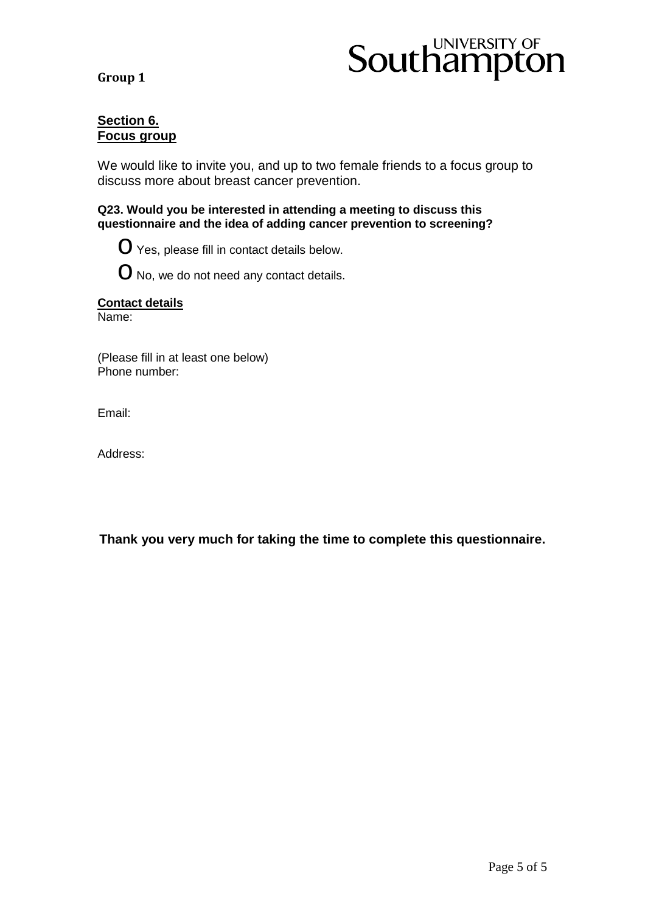**Group 1**

## Section 6.
## Focus group

We would like to invite you, and up to two female friends to a focus group to discuss more about breast cancer prevention.

**Q23. Would you be interested in attending a meeting to discuss this questionnaire and the idea of adding cancer prevention to screening?**

- o Yes, please fill in contact details below.
- o No, we do not need any contact details.

**Contact details**

Name:

(Please fill in at least one below)

Phone number:

Email:

Address:

**Thank you very much for taking the time to complete this questionnaire.**